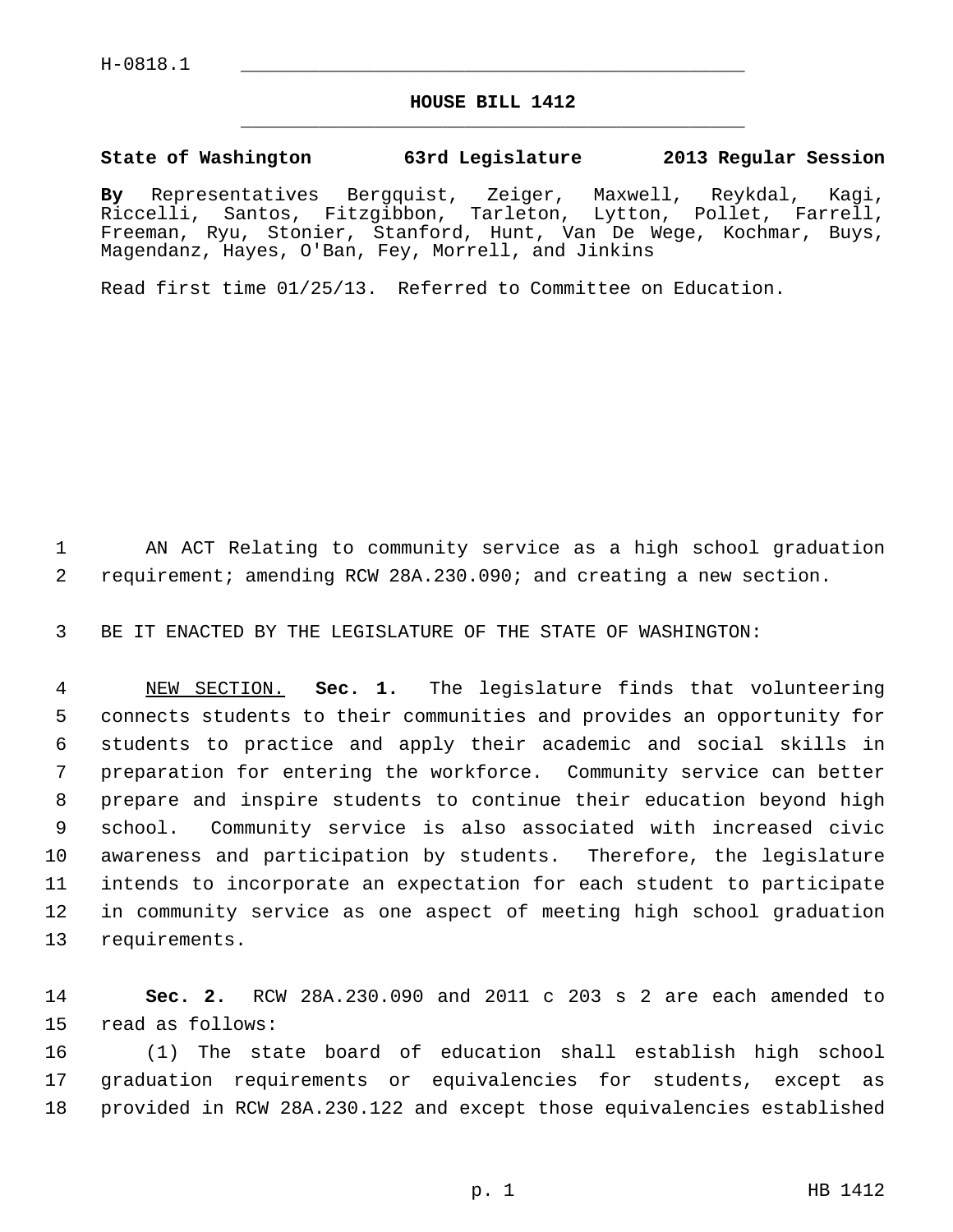H-0818.1

## HOUSE BILL 1412

**State of Washington 63rd Legislature 2013 Regular Session**

**By** Representatives Bergquist, Zeiger, Maxwell, Reykdal, Kagi, Riccelli, Santos, Fitzgibbon, Tarleton, Lytton, Pollet, Farrell, Freeman, Ryu, Stonier, Stanford, Hunt, Van De Wege, Kochmar, Buys, Magendanz, Hayes, O'Ban, Fey, Morrell, and Jinkins

Read first time 01/25/13. Referred to Committee on Education.

1 AN ACT Relating to community service as a high school graduation
2 requirement; amending RCW 28A.230.090; and creating a new section.

3 BE IT ENACTED BY THE LEGISLATURE OF THE STATE OF WASHINGTON:

4 NEW SECTION. **Sec. 1.** The legislature finds that volunteering
5 connects students to their communities and provides an opportunity for
6 students to practice and apply their academic and social skills in
7 preparation for entering the workforce. Community service can better
8 prepare and inspire students to continue their education beyond high
9 school. Community service is also associated with increased civic
10 awareness and participation by students. Therefore, the legislature
11 intends to incorporate an expectation for each student to participate
12 in community service as one aspect of meeting high school graduation
13 requirements.

14 **Sec. 2.** RCW 28A.230.090 and 2011 c 203 s 2 are each amended to
15 read as follows:
16 (1) The state board of education shall establish high school
17 graduation requirements or equivalencies for students, except as
18 provided in RCW 28A.230.122 and except those equivalencies established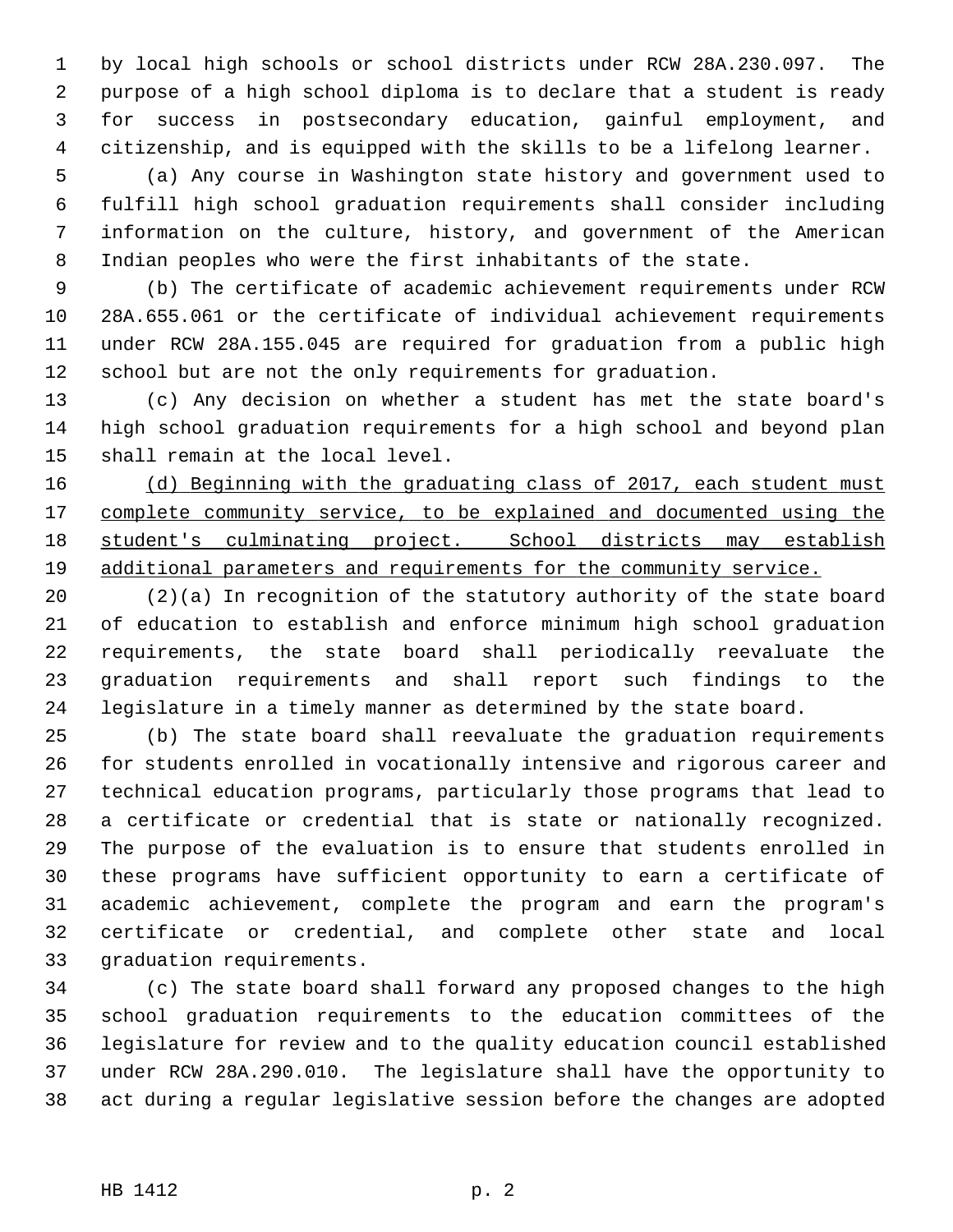by local high schools or school districts under RCW 28A.230.097. The purpose of a high school diploma is to declare that a student is ready for success in postsecondary education, gainful employment, and citizenship, and is equipped with the skills to be a lifelong learner.

(a) Any course in Washington state history and government used to fulfill high school graduation requirements shall consider including information on the culture, history, and government of the American Indian peoples who were the first inhabitants of the state.

(b) The certificate of academic achievement requirements under RCW 28A.655.061 or the certificate of individual achievement requirements under RCW 28A.155.045 are required for graduation from a public high school but are not the only requirements for graduation.

(c) Any decision on whether a student has met the state board's high school graduation requirements for a high school and beyond plan shall remain at the local level.

<u>(d) Beginning with the graduating class of 2017, each student must complete community service, to be explained and documented using the student's culminating project. School districts may establish additional parameters and requirements for the community service.</u>

(2)(a) In recognition of the statutory authority of the state board of education to establish and enforce minimum high school graduation requirements, the state board shall periodically reevaluate the graduation requirements and shall report such findings to the legislature in a timely manner as determined by the state board.

(b) The state board shall reevaluate the graduation requirements for students enrolled in vocationally intensive and rigorous career and technical education programs, particularly those programs that lead to a certificate or credential that is state or nationally recognized. The purpose of the evaluation is to ensure that students enrolled in these programs have sufficient opportunity to earn a certificate of academic achievement, complete the program and earn the program's certificate or credential, and complete other state and local graduation requirements.

(c) The state board shall forward any proposed changes to the high school graduation requirements to the education committees of the legislature for review and to the quality education council established under RCW 28A.290.010. The legislature shall have the opportunity to act during a regular legislative session before the changes are adopted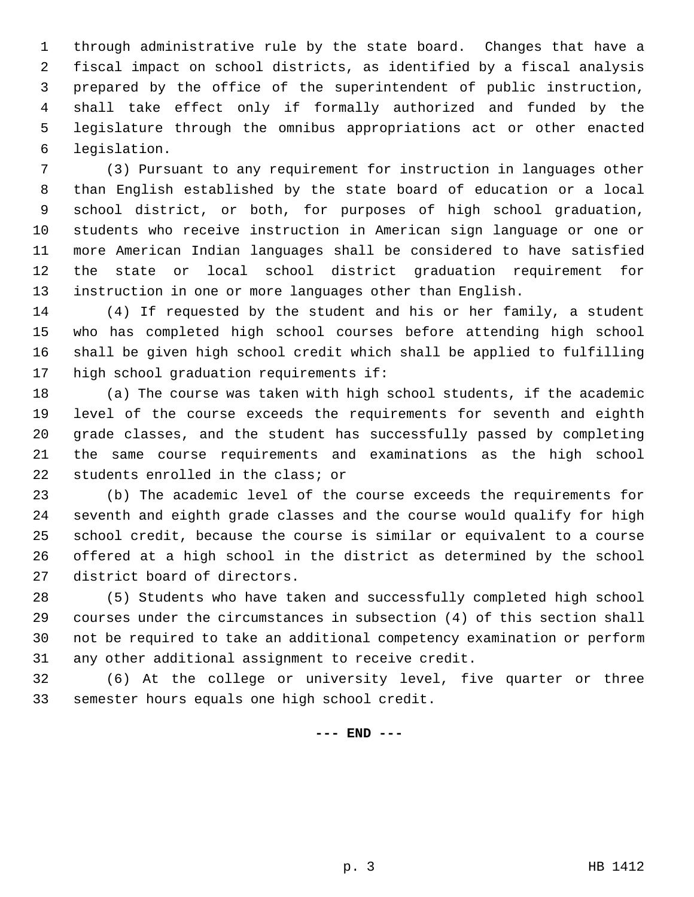through administrative rule by the state board. Changes that have a fiscal impact on school districts, as identified by a fiscal analysis prepared by the office of the superintendent of public instruction, shall take effect only if formally authorized and funded by the legislature through the omnibus appropriations act or other enacted legislation.

(3) Pursuant to any requirement for instruction in languages other than English established by the state board of education or a local school district, or both, for purposes of high school graduation, students who receive instruction in American sign language or one or more American Indian languages shall be considered to have satisfied the state or local school district graduation requirement for instruction in one or more languages other than English.

(4) If requested by the student and his or her family, a student who has completed high school courses before attending high school shall be given high school credit which shall be applied to fulfilling high school graduation requirements if:

(a) The course was taken with high school students, if the academic level of the course exceeds the requirements for seventh and eighth grade classes, and the student has successfully passed by completing the same course requirements and examinations as the high school students enrolled in the class; or

(b) The academic level of the course exceeds the requirements for seventh and eighth grade classes and the course would qualify for high school credit, because the course is similar or equivalent to a course offered at a high school in the district as determined by the school district board of directors.

(5) Students who have taken and successfully completed high school courses under the circumstances in subsection (4) of this section shall not be required to take an additional competency examination or perform any other additional assignment to receive credit.

(6) At the college or university level, five quarter or three semester hours equals one high school credit.

**--- END ---**